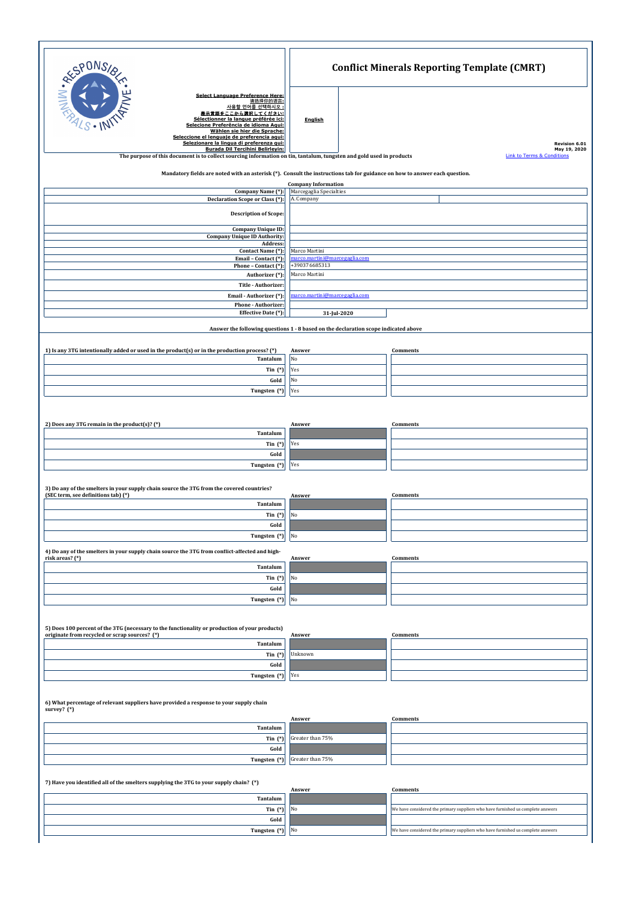# Conflict Minerals Reporting Template (CMRT)

**Select Language Preference Here:**
**请选择你的语言:**
**사용할 언어를 선택하시오 :**
**表示言語をここから選択してください:**
**Sélectionner la langue préférée ici:**
**Selecione Preferência de idioma Aqui:**
**Wählen sie hier die Sprache:**
**Seleccione el lenguaje de preferencia aqui:**
**Selezionare la lingua di preferenza qui:**
**Burada Dil Tercihini Belirleyin:**

**English**

**Revision 6.01**
**May 19, 2020**

Link to Terms & Conditions

**The purpose of this document is to collect sourcing information on tin, tantalum, tungsten and gold used in products**

**Mandatory fields are noted with an asterisk (*). Consult the instructions tab for guidance on how to answer each question.**

**Company Information**

| | |
|---|---|
| **Company Name (*):** | Marcegaglia Specialties |
| **Declaration Scope or Class (*):** | A. Company |
| **Description of Scope:** | |
| **Company Unique ID:** | |
| **Company Unique ID Authority:** | |
| **Address:** | |
| **Contact Name (*):** | Marco Martini |
| **Email – Contact (*):** | marco.martini@marcegaglia.com |
| **Phone – Contact (*):** | +390376685313 |
| **Authorizer (*):** | Marco Martini |
| **Title - Authorizer:** | |
| **Email - Authorizer (*):** | marco.martini@marcegaglia.com |
| **Phone - Authorizer:** | |
| **Effective Date (*):** | 31-Jul-2020 |

**Answer the following questions 1 - 8 based on the declaration scope indicated above**

**1) Is any 3TG intentionally added or used in the product(s) or in the production process? (*)**

| | Answer | Comments |
|---|---|---|
| **Tantalum** | No | |
| **Tin (*)** | Yes | |
| **Gold** | No | |
| **Tungsten (*)** | Yes | |

**2) Does any 3TG remain in the product(s)? (*)**

| | Answer | Comments |
|---|---|---|
| **Tantalum** | | |
| **Tin (*)** | Yes | |
| **Gold** | | |
| **Tungsten (*)** | Yes | |

**3) Do any of the smelters in your supply chain source the 3TG from the covered countries? (SEC term, see definitions tab) (*)**

| | Answer | Comments |
|---|---|---|
| **Tantalum** | | |
| **Tin (*)** | No | |
| **Gold** | | |
| **Tungsten (*)** | No | |

**4) Do any of the smelters in your supply chain source the 3TG from conflict-affected and high-risk areas? (*)**

| | Answer | Comments |
|---|---|---|
| **Tantalum** | | |
| **Tin (*)** | No | |
| **Gold** | | |
| **Tungsten (*)** | No | |

**5) Does 100 percent of the 3TG (necessary to the functionality or production of your products) originate from recycled or scrap sources? (*)**

| | Answer | Comments |
|---|---|---|
| **Tantalum** | | |
| **Tin (*)** | Unknown | |
| **Gold** | | |
| **Tungsten (*)** | Yes | |

**6) What percentage of relevant suppliers have provided a response to your supply chain survey? (*)**

| | Answer | Comments |
|---|---|---|
| **Tantalum** | | |
| **Tin (*)** | Greater than 75% | |
| **Gold** | | |
| **Tungsten (*)** | Greater than 75% | |

**7) Have you identified all of the smelters supplying the 3TG to your supply chain? (*)**

| | Answer | Comments |
|---|---|---|
| **Tantalum** | | |
| **Tin (*)** | No | We have considered the primary suppliers who have furnished us complete answers |
| **Gold** | | |
| **Tungsten (*)** | No | We have considered the primary suppliers who have furnished us complete answers |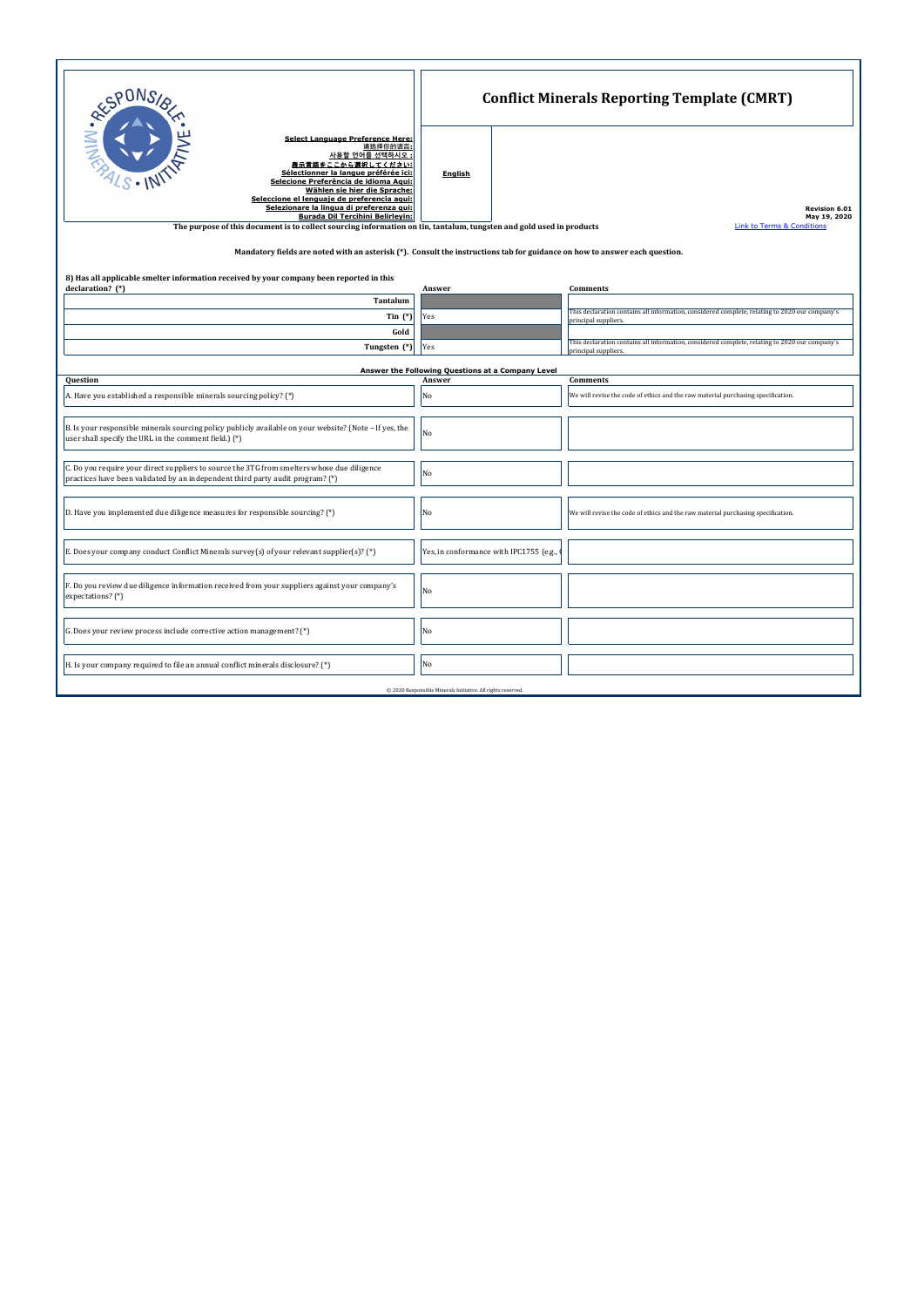# Conflict Minerals Reporting Template (CMRT)

Select Language Preference Here:
请选择你的语言:
사용할 언어를 선택하시오 :
表示言語をここから選択してください:
Sélectionner la langue préférée ici:
Selecione Preferência de idioma Aqui:
Wählen sie hier die Sprache:
Seleccione el lenguaje de preferencia aqui:
Selezionare la lingua di preferenza qui:
Burada Dil Tercihini Belirleyin:

**English**

Revision 6.01
May 19, 2020

Link to Terms & Conditions

**The purpose of this document is to collect sourcing information on tin, tantalum, tungsten and gold used in products**

**Mandatory fields are noted with an asterisk (*). Consult the instructions tab for guidance on how to answer each question.**

**8) Has all applicable smelter information received by your company been reported in this declaration? (*)**

| | Answer | Comments |
|---|---|---|
| Tantalum | | |
| Tin (*) | Yes | This declaration contains all information, considered complete, relating to 2020 our company's principal suppliers. |
| Gold | | |
| Tungsten (*) | Yes | This declaration contains all information, considered complete, relating to 2020 our company's principal suppliers. |

**Answer the Following Questions at a Company Level**

| Question | Answer | Comments |
|---|---|---|
| A. Have you established a responsible minerals sourcing policy? (*) | No | We will revise the code of ethics and the raw material purchasing specification. |
| B. Is your responsible minerals sourcing policy publicly available on your website? (Note – If yes, the user shall specify the URL in the comment field.) (*) | No | |
| C. Do you require your direct suppliers to source the 3TG from smelters whose due diligence practices have been validated by an independent third party audit program? (*) | No | |
| D. Have you implemented due diligence measures for responsible sourcing? (*) | No | We will revise the code of ethics and the raw material purchasing specification. |
| E. Does your company conduct Conflict Minerals survey(s) of your relevant supplier(s)? (*) | Yes, in conformance with IPC1755 (e.g., | |
| F. Do you review due diligence information received from your suppliers against your company's expectations? (*) | No | |
| G. Does your review process include corrective action management? (*) | No | |
| H. Is your company required to file an annual conflict minerals disclosure? (*) | No | |

© 2020 Responsible Minerals Initiative. All rights reserved.